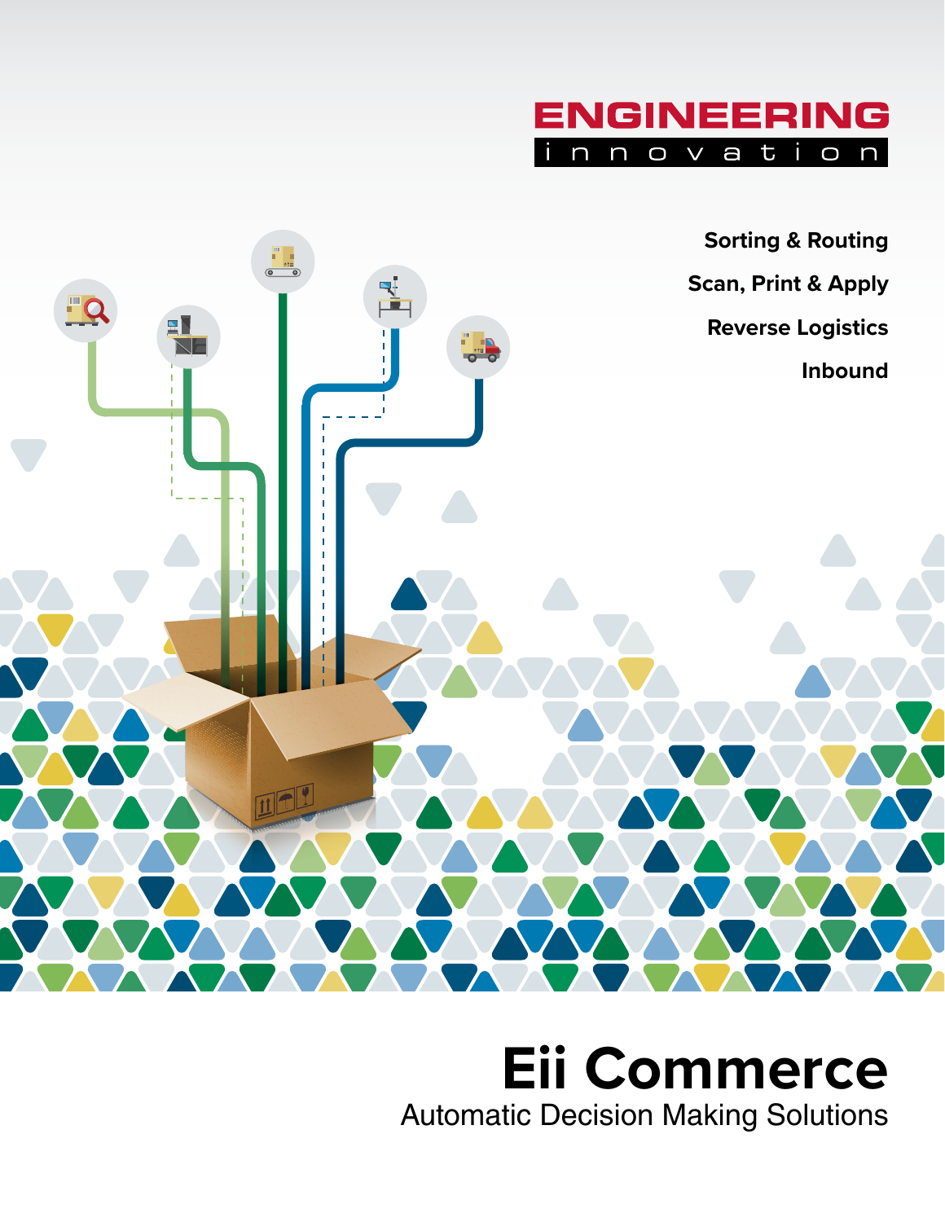ENGINEERING

innovation

Sorting & Routing

Scan, Print & Apply

Reverse Logistics

Inbound

# Eii Commerce

Automatic Decision Making Solutions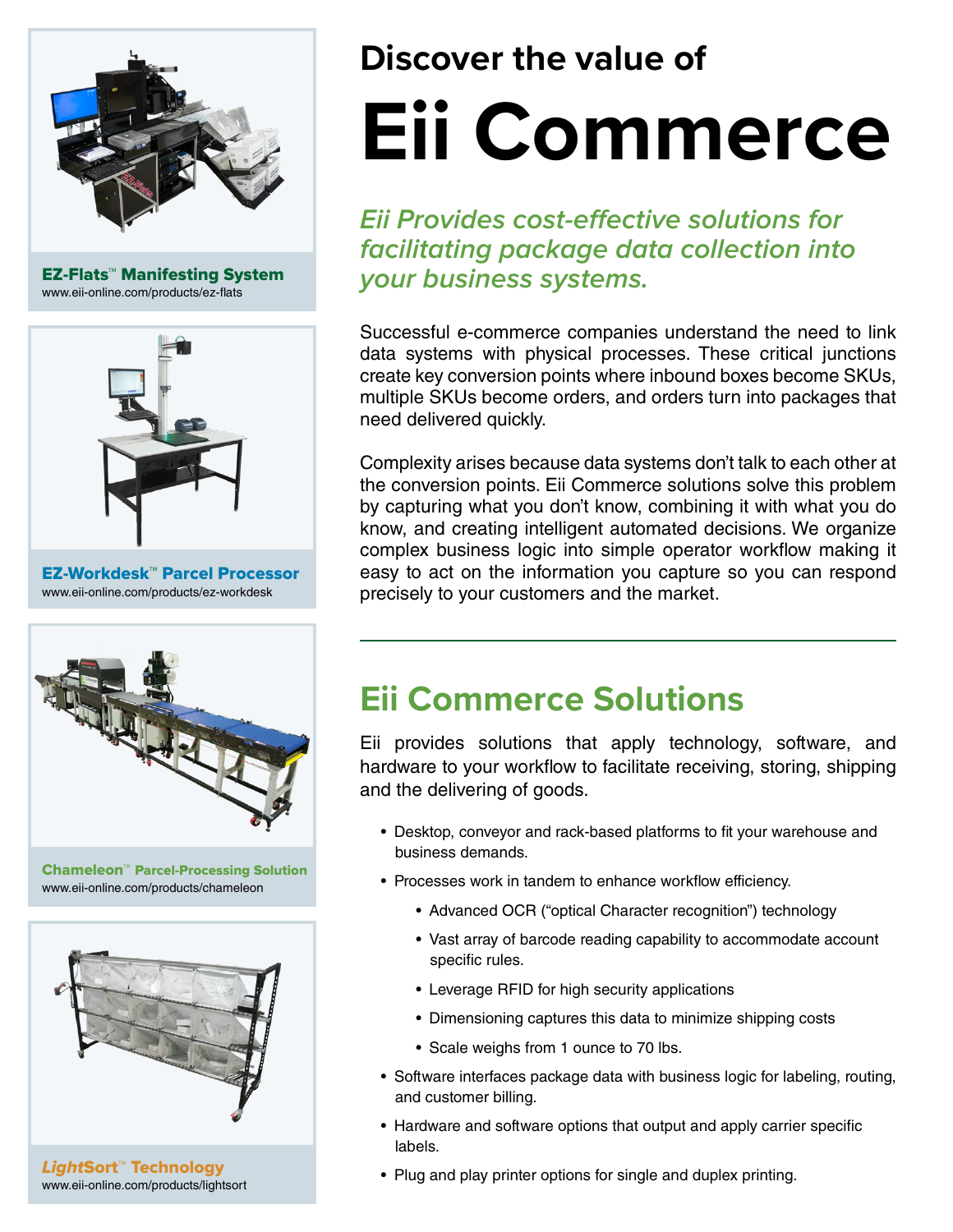# Discover the value of Eii Commerce

*Eii Provides cost-effective solutions for facilitating package data collection into your business systems.*

Successful e-commerce companies understand the need to link data systems with physical processes. These critical junctions create key conversion points where inbound boxes become SKUs, multiple SKUs become orders, and orders turn into packages that need delivered quickly.

Complexity arises because data systems don't talk to each other at the conversion points. Eii Commerce solutions solve this problem by capturing what you don't know, combining it with what you do know, and creating intelligent automated decisions. We organize complex business logic into simple operator workflow making it easy to act on the information you capture so you can respond precisely to your customers and the market.

---

## Eii Commerce Solutions

Eii provides solutions that apply technology, software, and hardware to your workflow to facilitate receiving, storing, shipping and the delivering of goods.

- Desktop, conveyor and rack-based platforms to fit your warehouse and business demands.
- Processes work in tandem to enhance workflow efficiency.
  - Advanced OCR ("optical Character recognition") technology
  - Vast array of barcode reading capability to accommodate account specific rules.
  - Leverage RFID for high security applications
  - Dimensioning captures this data to minimize shipping costs
  - Scale weighs from 1 ounce to 70 lbs.
- Software interfaces package data with business logic for labeling, routing, and customer billing.
- Hardware and software options that output and apply carrier specific labels.
- Plug and play printer options for single and duplex printing.

**EZ-Flats™ Manifesting System**
www.eii-online.com/products/ez-flats

**EZ-Workdesk™ Parcel Processor**
www.eii-online.com/products/ez-workdesk

**Chameleon™ Parcel-Processing Solution**
www.eii-online.com/products/chameleon

**LightSort™ Technology**
www.eii-online.com/products/lightsort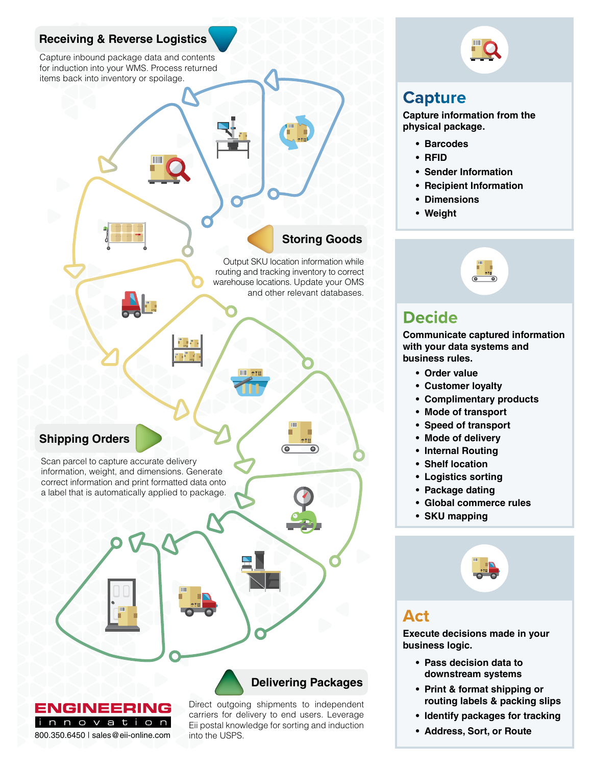## Receiving & Reverse Logistics

Capture inbound package data and contents for induction into your WMS. Process returned items back into inventory or spoilage.

## Storing Goods

Output SKU location information while routing and tracking inventory to correct warehouse locations. Update your OMS and other relevant databases.

## Shipping Orders

Scan parcel to capture accurate delivery information, weight, and dimensions. Generate correct information and print formatted data onto a label that is automatically applied to package.

## Delivering Packages

Direct outgoing shipments to independent carriers for delivery to end users. Leverage Eii postal knowledge for sorting and induction into the USPS.

## Capture

**Capture information from the physical package.**

- **Barcodes**
- **RFID**
- **Sender Information**
- **Recipient Information**
- **Dimensions**
- **Weight**

## Decide

**Communicate captured information with your data systems and business rules.**

- **Order value**
- **Customer loyalty**
- **Complimentary products**
- **Mode of transport**
- **Speed of transport**
- **Mode of delivery**
- **Internal Routing**
- **Shelf location**
- **Logistics sorting**
- **Package dating**
- **Global commerce rules**
- **SKU mapping**

## Act

**Execute decisions made in your business logic.**

- **Pass decision data to downstream systems**
- **Print & format shipping or routing labels & packing slips**
- **Identify packages for tracking**
- **Address, Sort, or Route**

**ENGINEERING**
innovation
800.350.6450 | sales@eii-online.com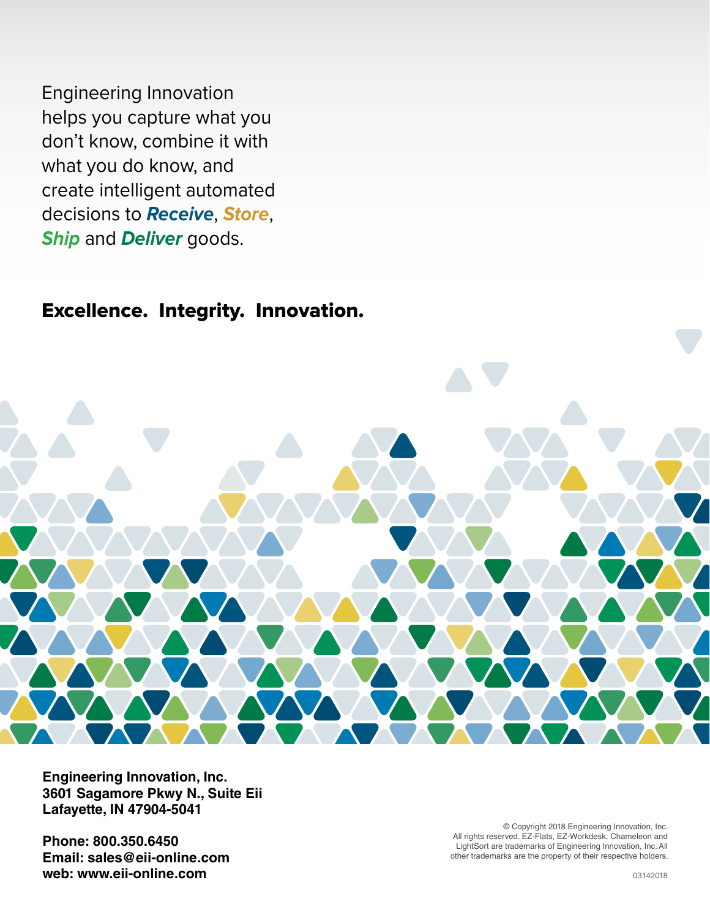Engineering Innovation helps you capture what you don't know, combine it with what you do know, and create intelligent automated decisions to ***Receive***, ***Store***, ***Ship*** and ***Deliver*** goods.

**Excellence. Integrity. Innovation.**

**Engineering Innovation, Inc.**
**3601 Sagamore Pkwy N., Suite Eii**
**Lafayette, IN 47904-5041**

**Phone: 800.350.6450**
**Email: sales@eii-online.com**
**web: www.eii-online.com**

© Copyright 2018 Engineering Innovation, Inc. All rights reserved. EZ-Flats, EZ-Workdesk, Chameleon and LightSort are trademarks of Engineering Innovation, Inc. All other trademarks are the property of their respective holders.

03142018